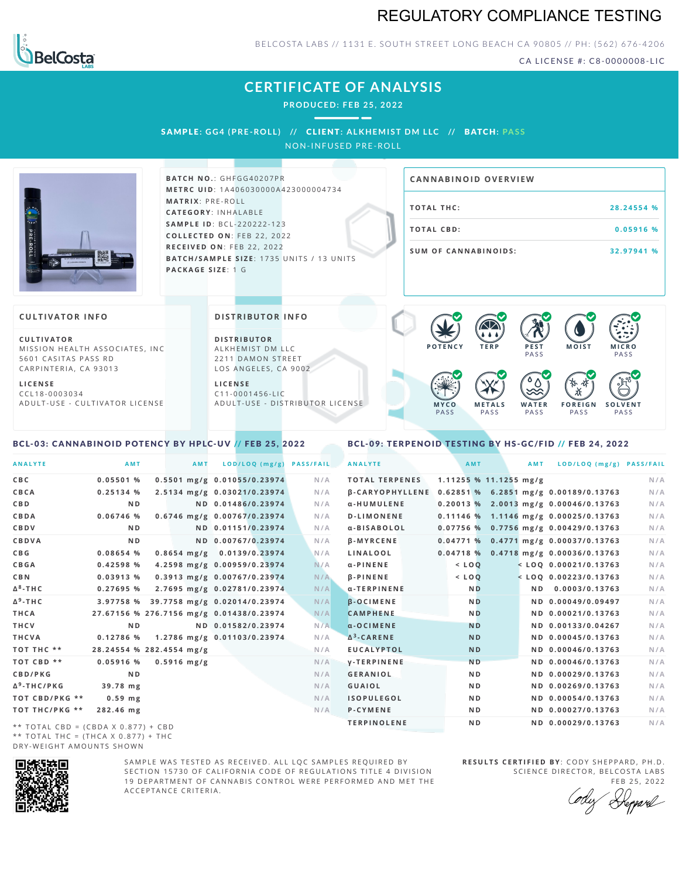# REGULATORY COMPLIANCE TESTING

BELCOSTA LABS // 1131 E. SOUTH STREET LONG BEACH CA 90805 // PH: (562) 676-4206

CA LICENSE #: C8-0000008-LIC

## CERTIFICATE OF ANALYSIS

**PRODUCED: FEB 25, 2022**

**SAMPLE:** GG4 (PRE-ROLL) // **CLIENT:** ALKHEMIST DM LLC // **BATCH:** PASS

NON-INFUSED PRE-ROLL

**BATCH NO.:** GHFGG40207PR
**METRC UID:** 1A406030000A423000004734
**MATRIX:** PRE-ROLL
**CATEGORY:** INHALABLE
**SAMPLE ID:** BCL-220222-123
**COLLECTED ON:** FEB 22, 2022
**RECEIVED ON:** FEB 22, 2022
**BATCH/SAMPLE SIZE:** 1735 UNITS / 13 UNITS
**PACKAGE SIZE:** 1 G

### CANNABINOID OVERVIEW

| | |
|---|---|
| TOTAL THC: | 28.24554 % |
| TOTAL CBD: | 0.05916 % |
| SUM OF CANNABINOIDS: | 32.97941 % |

### CULTIVATOR INFO

**CULTIVATOR**
MISSION HEALTH ASSOCIATES, INC
5601 CASITAS PASS RD
CARPINTERIA, CA 93013

**LICENSE**
CCL18-0003034
ADULT-USE - CULTIVATOR LICENSE

### DISTRIBUTOR INFO

**DISTRIBUTOR**
ALKHEMIST DM LLC
2211 DAMON STREET
LOS ANGELES, CA 9002

**LICENSE**
C11-0001456-LIC
ADULT-USE - DISTRIBUTOR LICENSE

POTENCY | TERP | PEST PASS | MOIST | MICRO PASS | MYCO PASS | METALS PASS | WATER PASS | FOREIGN PASS | SOLVENT PASS

### BCL-03: CANNABINOID POTENCY BY HPLC-UV // FEB 25, 2022

| ANALYTE | AMT | AMT | LOD/LOQ (mg/g) | PASS/FAIL |
|---|---|---|---|---|
| CBC | 0.05501 % | 0.5501 mg/g | 0.01055/0.23974 | N/A |
| CBCA | 0.25134 % | 2.5134 mg/g | 0.03021/0.23974 | N/A |
| CBD | ND | ND | 0.01486/0.23974 | N/A |
| CBDA | 0.06746 % | 0.6746 mg/g | 0.00767/0.23974 | N/A |
| CBDV | ND | ND | 0.01151/0.23974 | N/A |
| CBDVA | ND | ND | 0.00767/0.23974 | N/A |
| CBG | 0.08654 % | 0.8654 mg/g | 0.0139/0.23974 | N/A |
| CBGA | 0.42598 % | 4.2598 mg/g | 0.00959/0.23974 | N/A |
| CBN | 0.03913 % | 0.3913 mg/g | 0.00767/0.23974 | N/A |
| $\Delta^8$-THC | 0.27695 % | 2.7695 mg/g | 0.02781/0.23974 | N/A |
| $\Delta^9$-THC | 3.97758 % | 39.7758 mg/g | 0.02014/0.23974 | N/A |
| THCA | 27.67156 % | 276.7156 mg/g | 0.01438/0.23974 | N/A |
| THCV | ND | ND | 0.01582/0.23974 | N/A |
| THCVA | 0.12786 % | 1.2786 mg/g | 0.01103/0.23974 | N/A |
| TOT THC ** | 28.24554 % | 282.4554 mg/g | | N/A |
| TOT CBD ** | 0.05916 % | 0.5916 mg/g | | N/A |
| CBD/PKG | ND | | | N/A |
| $\Delta^9$-THC/PKG | 39.78 mg | | | N/A |
| TOT CBD/PKG ** | 0.59 mg | | | N/A |
| TOT THC/PKG ** | 282.46 mg | | | N/A |

** TOTAL CBD = (CBDA X 0.877) + CBD
** TOTAL THC = (THCA X 0.877) + THC
DRY-WEIGHT AMOUNTS SHOWN

### BCL-09: TERPENOID TESTING BY HS-GC/FID // FEB 24, 2022

| ANALYTE | AMT | AMT | LOD/LOQ (mg/g) | PASS/FAIL |
|---|---|---|---|---|
| TOTAL TERPENES | 1.11255 % | 11.1255 mg/g | | N/A |
| β-CARYOPHYLLENE | 0.62851 % | 6.2851 mg/g | 0.00189/0.13763 | N/A |
| α-HUMULENE | 0.20013 % | 2.0013 mg/g | 0.00046/0.13763 | N/A |
| D-LIMONENE | 0.11146 % | 1.1146 mg/g | 0.00025/0.13763 | N/A |
| α-BISABOLOL | 0.07756 % | 0.7756 mg/g | 0.00429/0.13763 | N/A |
| β-MYRCENE | 0.04771 % | 0.4771 mg/g | 0.00037/0.13763 | N/A |
| LINALOOL | 0.04718 % | 0.4718 mg/g | 0.00036/0.13763 | N/A |
| α-PINENE | < LOQ | < LOQ | 0.00021/0.13763 | N/A |
| β-PINENE | < LOQ | < LOQ | 0.00223/0.13763 | N/A |
| α-TERPINENE | ND | ND | 0.0003/0.13763 | N/A |
| β-OCIMENE | ND | ND | 0.00049/0.09497 | N/A |
| CAMPHENE | ND | ND | 0.00021/0.13763 | N/A |
| α-OCIMENE | ND | ND | 0.00133/0.04267 | N/A |
| $\Delta^3$-CARENE | ND | ND | 0.00045/0.13763 | N/A |
| EUCALYPTOL | ND | ND | 0.00046/0.13763 | N/A |
| γ-TERPINENE | ND | ND | 0.00046/0.13763 | N/A |
| GERANIOL | ND | ND | 0.00029/0.13763 | N/A |
| GUAIOL | ND | ND | 0.00269/0.13763 | N/A |
| ISOPULEGOL | ND | ND | 0.00054/0.13763 | N/A |
| P-CYMENE | ND | ND | 0.00027/0.13763 | N/A |
| TERPINOLENE | ND | ND | 0.00029/0.13763 | N/A |

SAMPLE WAS TESTED AS RECEIVED. ALL LQC SAMPLES REQUIRED BY SECTION 15730 OF CALIFORNIA CODE OF REGULATIONS TITLE 4 DIVISION 19 DEPARTMENT OF CANNABIS CONTROL WERE PERFORMED AND MET THE ACCEPTANCE CRITERIA.

**RESULTS CERTIFIED BY:** CODY SHEPPARD, PH.D.
SCIENCE DIRECTOR, BELCOSTA LABS
FEB 25, 2022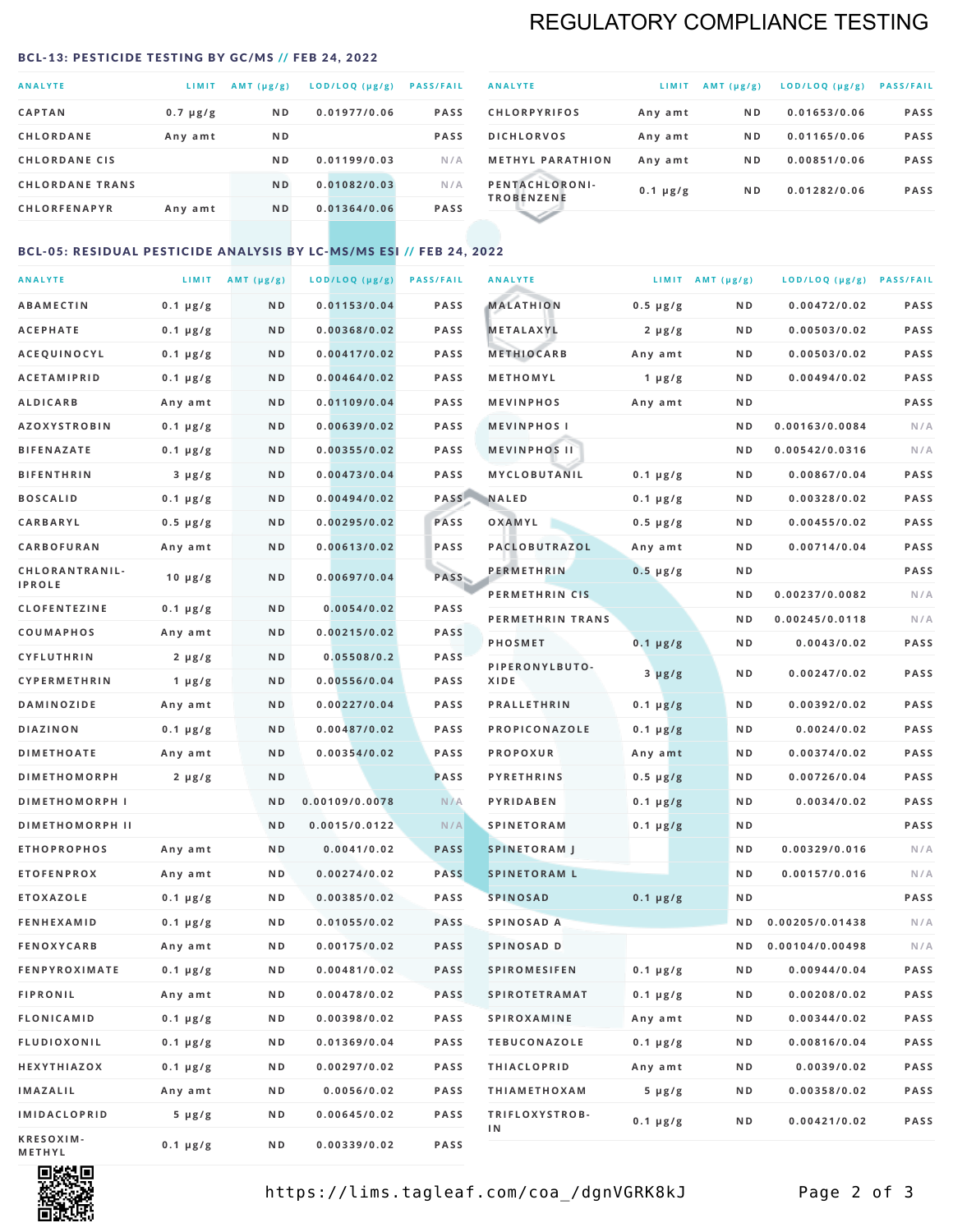# REGULATORY COMPLIANCE TESTING

## BCL-13: PESTICIDE TESTING BY GC/MS // FEB 24, 2022

| ANALYTE | LIMIT | AMT (µg/g) | LOD/LOQ (µg/g) | PASS/FAIL |
|---|---|---|---|---|
| CAPTAN | 0.7 µg/g | ND | 0.01977/0.06 | PASS |
| CHLORDANE | Any amt | ND | | PASS |
| CHLORDANE CIS | | ND | 0.01199/0.03 | N/A |
| CHLORDANE TRANS | | ND | 0.01082/0.03 | N/A |
| CHLORFENAPYR | Any amt | ND | 0.01364/0.06 | PASS |
| CHLORPYRIFOS | Any amt | ND | 0.01653/0.06 | PASS |
| DICHLORVOS | Any amt | ND | 0.01165/0.06 | PASS |
| METHYL PARATHION | Any amt | ND | 0.00851/0.06 | PASS |
| PENTACHLORONI-TROBENZENE | 0.1 µg/g | ND | 0.01282/0.06 | PASS |

## BCL-05: RESIDUAL PESTICIDE ANALYSIS BY LC-MS/MS ESI // FEB 24, 2022

| ANALYTE | LIMIT | AMT (µg/g) | LOD/LOQ (µg/g) | PASS/FAIL |
|---|---|---|---|---|
| ABAMECTIN | 0.1 µg/g | ND | 0.01153/0.04 | PASS |
| ACEPHATE | 0.1 µg/g | ND | 0.00368/0.02 | PASS |
| ACEQUINOCYL | 0.1 µg/g | ND | 0.00417/0.02 | PASS |
| ACETAMIPRID | 0.1 µg/g | ND | 0.00464/0.02 | PASS |
| ALDICARB | Any amt | ND | 0.01109/0.04 | PASS |
| AZOXYSTROBIN | 0.1 µg/g | ND | 0.00639/0.02 | PASS |
| BIFENAZATE | 0.1 µg/g | ND | 0.00355/0.02 | PASS |
| BIFENTHRIN | 3 µg/g | ND | 0.00473/0.04 | PASS |
| BOSCALID | 0.1 µg/g | ND | 0.00494/0.02 | PASS |
| CARBARYL | 0.5 µg/g | ND | 0.00295/0.02 | PASS |
| CARBOFURAN | Any amt | ND | 0.00613/0.02 | PASS |
| CHLORANTRANIL-IPROLE | 10 µg/g | ND | 0.00697/0.04 | PASS |
| CLOFENTEZINE | 0.1 µg/g | ND | 0.0054/0.02 | PASS |
| COUMAPHOS | Any amt | ND | 0.00215/0.02 | PASS |
| CYFLUTHRIN | 2 µg/g | ND | 0.05508/0.2 | PASS |
| CYPERMETHRIN | 1 µg/g | ND | 0.00556/0.04 | PASS |
| DAMINOZIDE | Any amt | ND | 0.00227/0.04 | PASS |
| DIAZINON | 0.1 µg/g | ND | 0.00487/0.02 | PASS |
| DIMETHOATE | Any amt | ND | 0.00354/0.02 | PASS |
| DIMETHOMORPH | 2 µg/g | ND | | PASS |
| DIMETHOMORPH I | | ND | 0.00109/0.0078 | N/A |
| DIMETHOMORPH II | | ND | 0.0015/0.0122 | N/A |
| ETHOPROPHOS | Any amt | ND | 0.0041/0.02 | PASS |
| ETOFENPROX | Any amt | ND | 0.00274/0.02 | PASS |
| ETOXAZOLE | 0.1 µg/g | ND | 0.00385/0.02 | PASS |
| FENHEXAMID | 0.1 µg/g | ND | 0.01055/0.02 | PASS |
| FENOXYCARB | Any amt | ND | 0.00175/0.02 | PASS |
| FENPYROXIMATE | 0.1 µg/g | ND | 0.00481/0.02 | PASS |
| FIPRONIL | Any amt | ND | 0.00478/0.02 | PASS |
| FLONICAMID | 0.1 µg/g | ND | 0.00398/0.02 | PASS |
| FLUDIOXONIL | 0.1 µg/g | ND | 0.01369/0.04 | PASS |
| HEXYTHIAZOX | 0.1 µg/g | ND | 0.00297/0.02 | PASS |
| IMAZALIL | Any amt | ND | 0.0056/0.02 | PASS |
| IMIDACLOPRID | 5 µg/g | ND | 0.00645/0.02 | PASS |
| KRESOXIM-METHYL | 0.1 µg/g | ND | 0.00339/0.02 | PASS |
| MALATHION | 0.5 µg/g | ND | 0.00472/0.02 | PASS |
| METALAXYL | 2 µg/g | ND | 0.00503/0.02 | PASS |
| METHIOCARB | Any amt | ND | 0.00503/0.02 | PASS |
| METHOMYL | 1 µg/g | ND | 0.00494/0.02 | PASS |
| MEVINPHOS | Any amt | ND | | PASS |
| MEVINPHOS I | | ND | 0.00163/0.0084 | N/A |
| MEVINPHOS II | | ND | 0.00542/0.0316 | N/A |
| MYCLOBUTANIL | 0.1 µg/g | ND | 0.00867/0.04 | PASS |
| NALED | 0.1 µg/g | ND | 0.00328/0.02 | PASS |
| OXAMYL | 0.5 µg/g | ND | 0.00455/0.02 | PASS |
| PACLOBUTRAZOL | Any amt | ND | 0.00714/0.04 | PASS |
| PERMETHRIN | 0.5 µg/g | ND | | PASS |
| PERMETHRIN CIS | | ND | 0.00237/0.0082 | N/A |
| PERMETHRIN TRANS | | ND | 0.00245/0.0118 | N/A |
| PHOSMET | 0.1 µg/g | ND | 0.0043/0.02 | PASS |
| PIPERONYLBUTO-XIDE | 3 µg/g | ND | 0.00247/0.02 | PASS |
| PRALLETHRIN | 0.1 µg/g | ND | 0.00392/0.02 | PASS |
| PROPICONAZOLE | 0.1 µg/g | ND | 0.0024/0.02 | PASS |
| PROPOXUR | Any amt | ND | 0.00374/0.02 | PASS |
| PYRETHRINS | 0.5 µg/g | ND | 0.00726/0.04 | PASS |
| PYRIDABEN | 0.1 µg/g | ND | 0.0034/0.02 | PASS |
| SPINETORAM | 0.1 µg/g | ND | | PASS |
| SPINETORAM J | | ND | 0.00329/0.016 | N/A |
| SPINETORAM L | | ND | 0.00157/0.016 | N/A |
| SPINOSAD | 0.1 µg/g | ND | | PASS |
| SPINOSAD A | | ND | 0.00205/0.01438 | N/A |
| SPINOSAD D | | ND | 0.00104/0.00498 | N/A |
| SPIROMESIFEN | 0.1 µg/g | ND | 0.00944/0.04 | PASS |
| SPIROTETRAMAT | 0.1 µg/g | ND | 0.00208/0.02 | PASS |
| SPIROXAMINE | Any amt | ND | 0.00344/0.02 | PASS |
| TEBUCONAZOLE | 0.1 µg/g | ND | 0.00816/0.04 | PASS |
| THIACLOPRID | Any amt | ND | 0.0039/0.02 | PASS |
| THIAMETHOXAM | 5 µg/g | ND | 0.00358/0.02 | PASS |
| TRIFLOXYSTROB-IN | 0.1 µg/g | ND | 0.00421/0.02 | PASS |

https://lims.tagleaf.com/coa_/dgnVGRK8kJ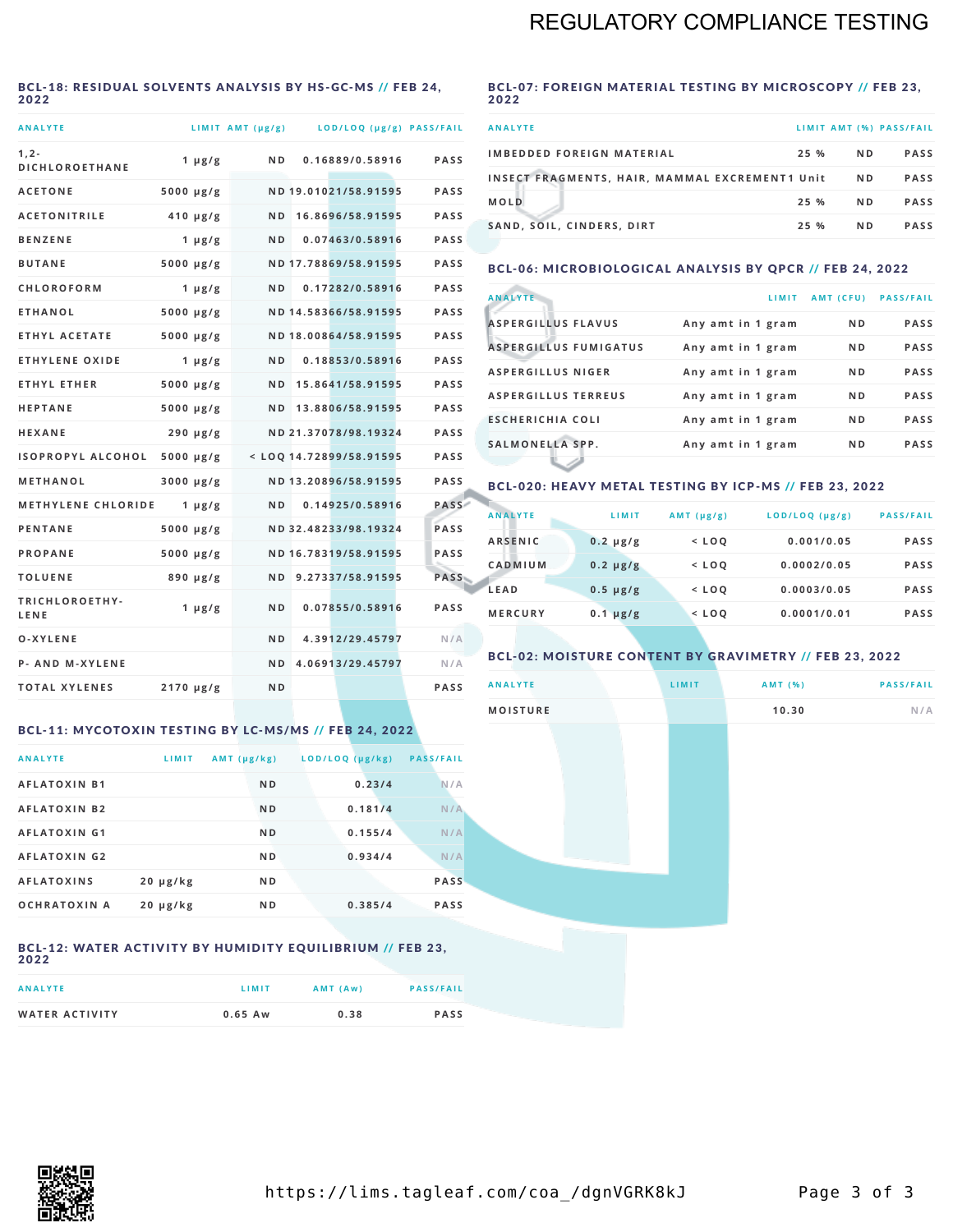# REGULATORY COMPLIANCE TESTING

## BCL-18: RESIDUAL SOLVENTS ANALYSIS BY HS-GC-MS // FEB 24, 2022

| ANALYTE | LIMIT | AMT (μg/g) | LOD/LOQ (μg/g) | PASS/FAIL |
|---|---|---|---|---|
| 1,2-DICHLOROETHANE | 1 μg/g | ND | 0.16889/0.58916 | PASS |
| ACETONE | 5000 μg/g | ND | 19.01021/58.91595 | PASS |
| ACETONITRILE | 410 μg/g | ND | 16.8696/58.91595 | PASS |
| BENZENE | 1 μg/g | ND | 0.07463/0.58916 | PASS |
| BUTANE | 5000 μg/g | ND | 17.78869/58.91595 | PASS |
| CHLOROFORM | 1 μg/g | ND | 0.17282/0.58916 | PASS |
| ETHANOL | 5000 μg/g | ND | 14.58366/58.91595 | PASS |
| ETHYL ACETATE | 5000 μg/g | ND | 18.00864/58.91595 | PASS |
| ETHYLENE OXIDE | 1 μg/g | ND | 0.18853/0.58916 | PASS |
| ETHYL ETHER | 5000 μg/g | ND | 15.8641/58.91595 | PASS |
| HEPTANE | 5000 μg/g | ND | 13.8806/58.91595 | PASS |
| HEXANE | 290 μg/g | ND | 21.37078/98.19324 | PASS |
| ISOPROPYL ALCOHOL | 5000 μg/g | < LOQ | 14.72899/58.91595 | PASS |
| METHANOL | 3000 μg/g | ND | 13.20896/58.91595 | PASS |
| METHYLENE CHLORIDE | 1 μg/g | ND | 0.14925/0.58916 | PASS |
| PENTANE | 5000 μg/g | ND | 32.48233/98.19324 | PASS |
| PROPANE | 5000 μg/g | ND | 16.78319/58.91595 | PASS |
| TOLUENE | 890 μg/g | ND | 9.27337/58.91595 | PASS |
| TRICHLOROETHYLENE | 1 μg/g | ND | 0.07855/0.58916 | PASS |
| O-XYLENE | | ND | 4.3912/29.45797 | N/A |
| P- AND M-XYLENE | | ND | 4.06913/29.45797 | N/A |
| TOTAL XYLENES | 2170 μg/g | ND | | PASS |

## BCL-11: MYCOTOXIN TESTING BY LC-MS/MS // FEB 24, 2022

| ANALYTE | LIMIT | AMT (μg/kg) | LOD/LOQ (μg/kg) | PASS/FAIL |
|---|---|---|---|---|
| AFLATOXIN B1 | | ND | 0.23/4 | N/A |
| AFLATOXIN B2 | | ND | 0.181/4 | N/A |
| AFLATOXIN G1 | | ND | 0.155/4 | N/A |
| AFLATOXIN G2 | | ND | 0.934/4 | N/A |
| AFLATOXINS | 20 μg/kg | ND | | PASS |
| OCHRATOXIN A | 20 μg/kg | ND | 0.385/4 | PASS |

## BCL-12: WATER ACTIVITY BY HUMIDITY EQUILIBRIUM // FEB 23, 2022

| ANALYTE | LIMIT | AMT (Aw) | PASS/FAIL |
|---|---|---|---|
| WATER ACTIVITY | 0.65 Aw | 0.38 | PASS |

## BCL-07: FOREIGN MATERIAL TESTING BY MICROSCOPY // FEB 23, 2022

| ANALYTE | LIMIT | AMT (%) | PASS/FAIL |
|---|---|---|---|
| IMBEDDED FOREIGN MATERIAL | 25 % | ND | PASS |
| INSECT FRAGMENTS, HAIR, MAMMAL EXCREMENT | 1 Unit | ND | PASS |
| MOLD | 25 % | ND | PASS |
| SAND, SOIL, CINDERS, DIRT | 25 % | ND | PASS |

## BCL-06: MICROBIOLOGICAL ANALYSIS BY QPCR // FEB 24, 2022

| ANALYTE | LIMIT | AMT (CFU) | PASS/FAIL |
|---|---|---|---|
| ASPERGILLUS FLAVUS | Any amt in 1 gram | ND | PASS |
| ASPERGILLUS FUMIGATUS | Any amt in 1 gram | ND | PASS |
| ASPERGILLUS NIGER | Any amt in 1 gram | ND | PASS |
| ASPERGILLUS TERREUS | Any amt in 1 gram | ND | PASS |
| ESCHERICHIA COLI | Any amt in 1 gram | ND | PASS |
| SALMONELLA SPP. | Any amt in 1 gram | ND | PASS |

## BCL-020: HEAVY METAL TESTING BY ICP-MS // FEB 23, 2022

| ANALYTE | LIMIT | AMT (μg/g) | LOD/LOQ (μg/g) | PASS/FAIL |
|---|---|---|---|---|
| ARSENIC | 0.2 μg/g | < LOQ | 0.001/0.05 | PASS |
| CADMIUM | 0.2 μg/g | < LOQ | 0.0002/0.05 | PASS |
| LEAD | 0.5 μg/g | < LOQ | 0.0003/0.05 | PASS |
| MERCURY | 0.1 μg/g | < LOQ | 0.0001/0.01 | PASS |

## BCL-02: MOISTURE CONTENT BY GRAVIMETRY // FEB 23, 2022

| ANALYTE | LIMIT | AMT (%) | PASS/FAIL |
|---|---|---|---|
| MOISTURE | | 10.30 | N/A |

https://lims.tagleaf.com/coa_/dgnVGRK8kJ